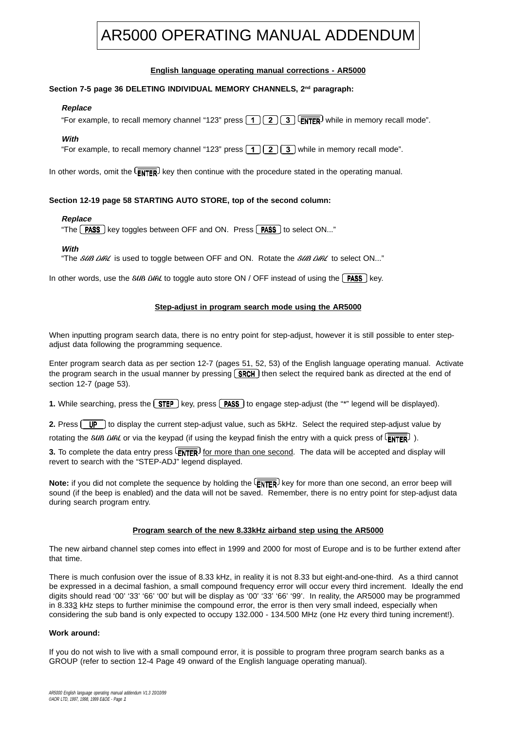# AR5000 OPERATING MANUAL ADDENDUM

## English language operating manual corrections - AR5000

**Section 7-5 page 36 DELETING INDIVIDUAL MEMORY CHANNELS, 2nd paragraph:**

***Replace***

"For example, to recall memory channel "123" press [1] [2] [3] [ENTER] while in memory recall mode".

***With***

"For example, to recall memory channel "123" press [1] [2] [3] while in memory recall mode".

In other words, omit the [ENTER] key then continue with the procedure stated in the operating manual.

**Section 12-19 page 58 STARTING AUTO STORE, top of the second column:**

***Replace***

"The [PASS] key toggles between OFF and ON. Press [PASS] to select ON..."

***With***

"The *SUB DIAL* is used to toggle between OFF and ON. Rotate the *SUB DIAL* to select ON..."

In other words, use the *SUB DIAL* to toggle auto store ON / OFF instead of using the [PASS] key.

## Step-adjust in program search mode using the AR5000

When inputting program search data, there is no entry point for step-adjust, however it is still possible to enter step-adjust data following the programming sequence.

Enter program search data as per section 12-7 (pages 51, 52, 53) of the English language operating manual. Activate the program search in the usual manner by pressing [SRCH] then select the required bank as directed at the end of section 12-7 (page 53).

**1.** While searching, press the [STEP] key, press [PASS] to engage step-adjust (the "*" legend will be displayed).

**2.** Press [UP] to display the current step-adjust value, such as 5kHz. Select the required step-adjust value by rotating the *SUB DIAL* or via the keypad (if using the keypad finish the entry with a quick press of [ENTER] ).

**3.** To complete the data entry press [ENTER] <u>for more than one second</u>. The data will be accepted and display will revert to search with the "STEP-ADJ" legend displayed.

**Note:** if you did not complete the sequence by holding the [ENTER] key for more than one second, an error beep will sound (if the beep is enabled) and the data will not be saved. Remember, there is no entry point for step-adjust data during search program entry.

## Program search of the new 8.33kHz airband step using the AR5000

The new airband channel step comes into effect in 1999 and 2000 for most of Europe and is to be further extend after that time.

There is much confusion over the issue of 8.33 kHz, in reality it is not 8.33 but eight-and-one-third. As a third cannot be expressed in a decimal fashion, a small compound frequency error will occur every third increment. Ideally the end digits should read '00' '33' '66' '00' but will be display as '00' '33' '66' '99'. In reality, the AR5000 may be programmed in 8.33<u>3</u> kHz steps to further minimise the compound error, the error is then very small indeed, especially when considering the sub band is only expected to occupy 132.000 - 134.500 MHz (one Hz every third tuning increment!).

**Work around:**

If you do not wish to live with a small compound error, it is possible to program three program search banks as a GROUP (refer to section 12-4 Page 49 onward of the English language operating manual).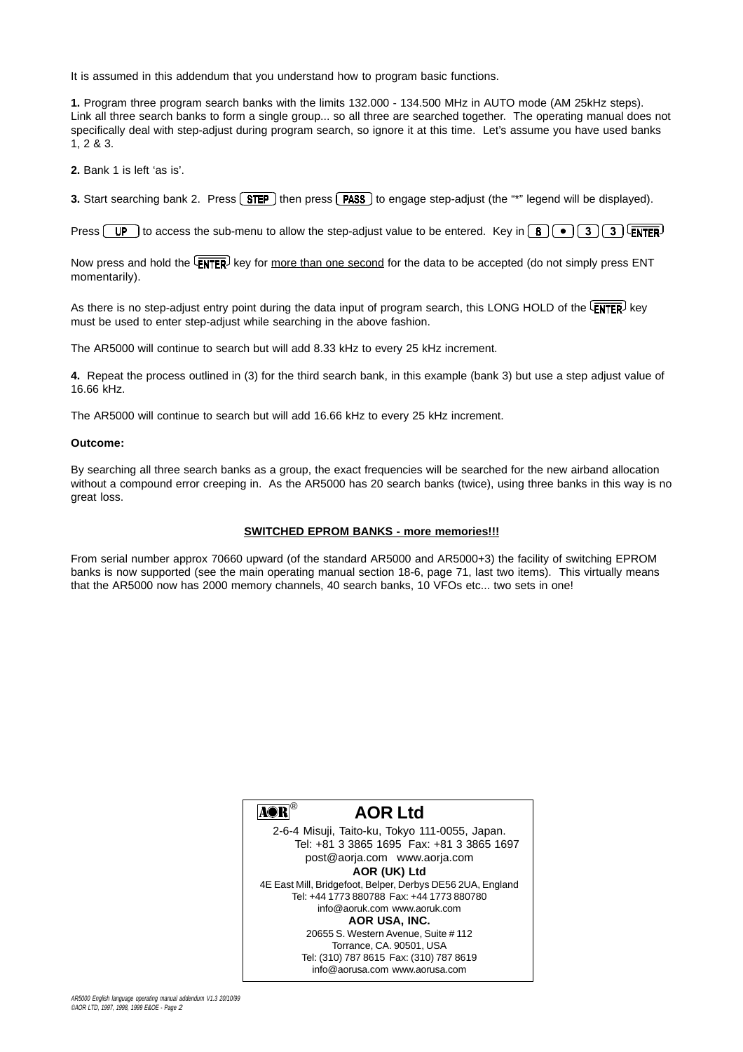It is assumed in this addendum that you understand how to program basic functions.

**1.** Program three program search banks with the limits 132.000 - 134.500 MHz in AUTO mode (AM 25kHz steps). Link all three search banks to form a single group... so all three are searched together. The operating manual does not specifically deal with step-adjust during program search, so ignore it at this time. Let's assume you have used banks 1, 2 & 3.

**2.** Bank 1 is left 'as is'.

**3.** Start searching bank 2. Press STEP then press PASS to engage step-adjust (the "*" legend will be displayed).

Press UP to access the sub-menu to allow the step-adjust value to be entered. Key in 8 • 3 3 ENTER

Now press and hold the ENTER key for more than one second for the data to be accepted (do not simply press ENT momentarily).

As there is no step-adjust entry point during the data input of program search, this LONG HOLD of the ENTER key must be used to enter step-adjust while searching in the above fashion.

The AR5000 will continue to search but will add 8.33 kHz to every 25 kHz increment.

**4.** Repeat the process outlined in (3) for the third search bank, in this example (bank 3) but use a step adjust value of 16.66 kHz.

The AR5000 will continue to search but will add 16.66 kHz to every 25 kHz increment.

**Outcome:**

By searching all three search banks as a group, the exact frequencies will be searched for the new airband allocation without a compound error creeping in. As the AR5000 has 20 search banks (twice), using three banks in this way is no great loss.

## SWITCHED EPROM BANKS - more memories!!!

From serial number approx 70660 upward (of the standard AR5000 and AR5000+3) the facility of switching EPROM banks is now supported (see the main operating manual section 18-6, page 71, last two items). This virtually means that the AR5000 now has 2000 memory channels, 40 search banks, 10 VFOs etc... two sets in one!

**AOR Ltd**
2-6-4 Misuji, Taito-ku, Tokyo 111-0055, Japan.
Tel: +81 3 3865 1695 Fax: +81 3 3865 1697
post@aorja.com www.aorja.com

**AOR (UK) Ltd**
4E East Mill, Bridgefoot, Belper, Derbys DE56 2UA, England
Tel: +44 1773 880788 Fax: +44 1773 880780
info@aoruk.com www.aoruk.com

**AOR USA, INC.**
20655 S. Western Avenue, Suite # 112
Torrance, CA. 90501, USA
Tel: (310) 787 8615 Fax: (310) 787 8619
info@aorusa.com www.aorusa.com

*AR5000 English language operating manual addendum V1.3 20/10/99*
*©AOR LTD, 1997, 1998, 1999 E&OE*